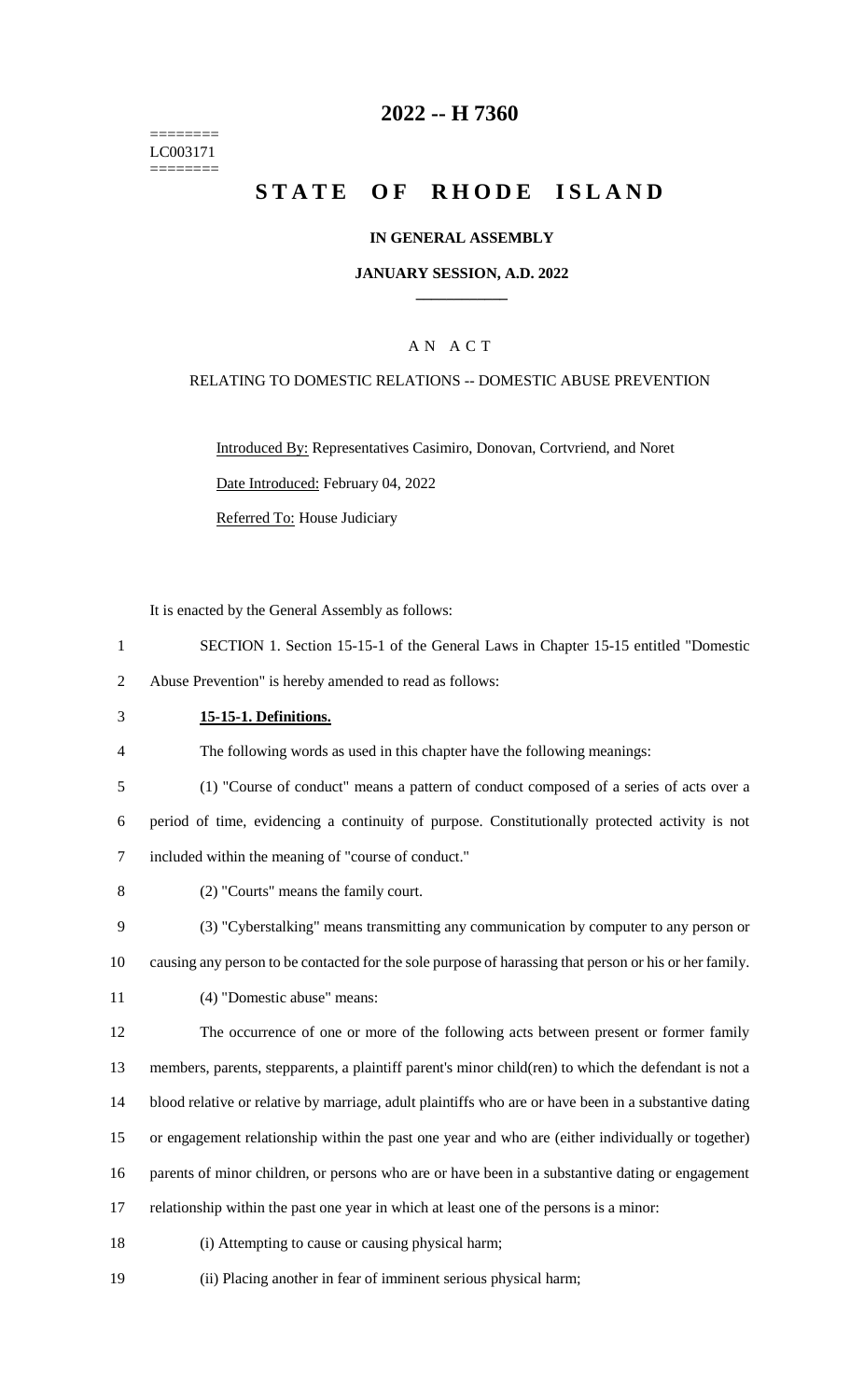========
LC003171
========

# 2022 -- H 7360

# STATE OF RHODE ISLAND

### IN GENERAL ASSEMBLY

### JANUARY SESSION, A.D. 2022

### A N A C T

RELATING TO DOMESTIC RELATIONS -- DOMESTIC ABUSE PREVENTION

Introduced By: Representatives Casimiro, Donovan, Cortvriend, and Noret

Date Introduced: February 04, 2022

Referred To: House Judiciary

It is enacted by the General Assembly as follows:

1 SECTION 1. Section 15-15-1 of the General Laws in Chapter 15-15 entitled "Domestic
2 Abuse Prevention" is hereby amended to read as follows:

3 **15-15-1. Definitions.**

4 The following words as used in this chapter have the following meanings:

5 (1) "Course of conduct" means a pattern of conduct composed of a series of acts over a
6 period of time, evidencing a continuity of purpose. Constitutionally protected activity is not
7 included within the meaning of "course of conduct."

8 (2) "Courts" means the family court.

9 (3) "Cyberstalking" means transmitting any communication by computer to any person or
10 causing any person to be contacted for the sole purpose of harassing that person or his or her family.

11 (4) "Domestic abuse" means:

12 The occurrence of one or more of the following acts between present or former family
13 members, parents, stepparents, a plaintiff parent's minor child(ren) to which the defendant is not a
14 blood relative or relative by marriage, adult plaintiffs who are or have been in a substantive dating
15 or engagement relationship within the past one year and who are (either individually or together)
16 parents of minor children, or persons who are or have been in a substantive dating or engagement
17 relationship within the past one year in which at least one of the persons is a minor:

18 (i) Attempting to cause or causing physical harm;

19 (ii) Placing another in fear of imminent serious physical harm;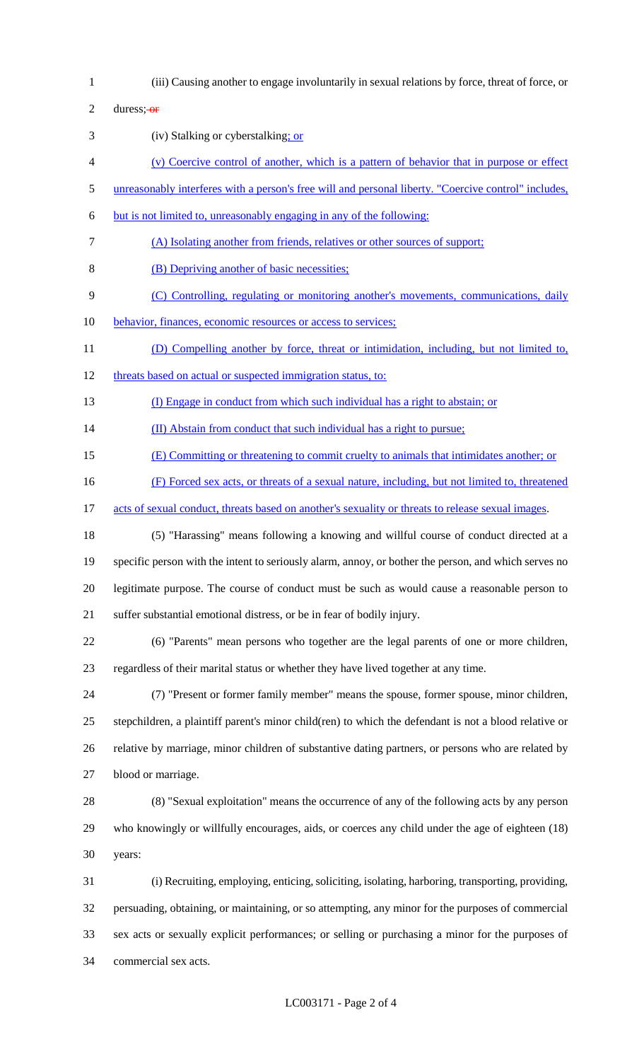(iii) Causing another to engage involuntarily in sexual relations by force, threat of force, or duress; ~~or~~

(iv) Stalking or cyberstalking; or

(v) Coercive control of another, which is a pattern of behavior that in purpose or effect unreasonably interferes with a person's free will and personal liberty. "Coercive control" includes, but is not limited to, unreasonably engaging in any of the following:

(A) Isolating another from friends, relatives or other sources of support;

(B) Depriving another of basic necessities;

(C) Controlling, regulating or monitoring another's movements, communications, daily behavior, finances, economic resources or access to services;

(D) Compelling another by force, threat or intimidation, including, but not limited to, threats based on actual or suspected immigration status, to:

(I) Engage in conduct from which such individual has a right to abstain; or

(II) Abstain from conduct that such individual has a right to pursue;

(E) Committing or threatening to commit cruelty to animals that intimidates another; or

(F) Forced sex acts, or threats of a sexual nature, including, but not limited to, threatened acts of sexual conduct, threats based on another's sexuality or threats to release sexual images.

(5) "Harassing" means following a knowing and willful course of conduct directed at a specific person with the intent to seriously alarm, annoy, or bother the person, and which serves no legitimate purpose. The course of conduct must be such as would cause a reasonable person to suffer substantial emotional distress, or be in fear of bodily injury.

(6) "Parents" mean persons who together are the legal parents of one or more children, regardless of their marital status or whether they have lived together at any time.

(7) "Present or former family member" means the spouse, former spouse, minor children, stepchildren, a plaintiff parent's minor child(ren) to which the defendant is not a blood relative or relative by marriage, minor children of substantive dating partners, or persons who are related by blood or marriage.

(8) "Sexual exploitation" means the occurrence of any of the following acts by any person who knowingly or willfully encourages, aids, or coerces any child under the age of eighteen (18) years:

(i) Recruiting, employing, enticing, soliciting, isolating, harboring, transporting, providing, persuading, obtaining, or maintaining, or so attempting, any minor for the purposes of commercial sex acts or sexually explicit performances; or selling or purchasing a minor for the purposes of commercial sex acts.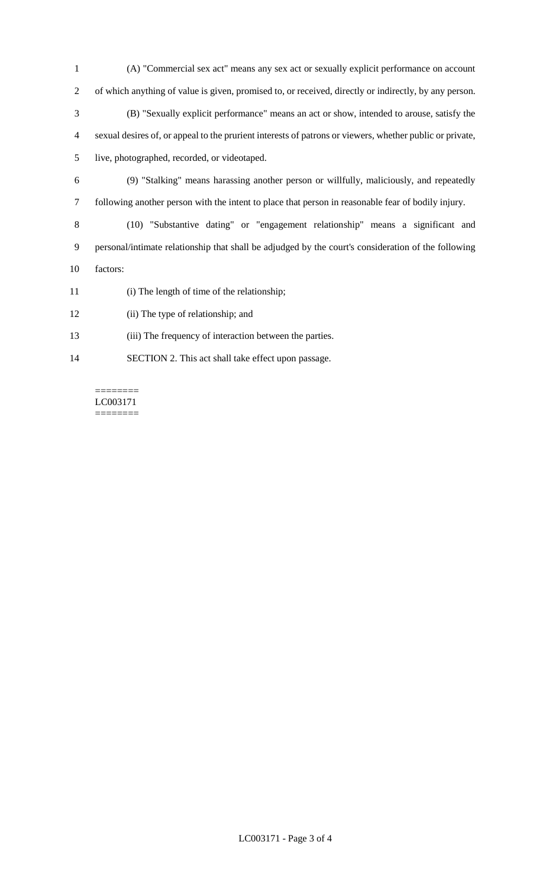(A) "Commercial sex act" means any sex act or sexually explicit performance on account of which anything of value is given, promised to, or received, directly or indirectly, by any person.

(B) "Sexually explicit performance" means an act or show, intended to arouse, satisfy the sexual desires of, or appeal to the prurient interests of patrons or viewers, whether public or private, live, photographed, recorded, or videotaped.

(9) "Stalking" means harassing another person or willfully, maliciously, and repeatedly following another person with the intent to place that person in reasonable fear of bodily injury.

(10) "Substantive dating" or "engagement relationship" means a significant and personal/intimate relationship that shall be adjudged by the court's consideration of the following factors:

(i) The length of time of the relationship;

(ii) The type of relationship; and

(iii) The frequency of interaction between the parties.

SECTION 2. This act shall take effect upon passage.

========
LC003171
========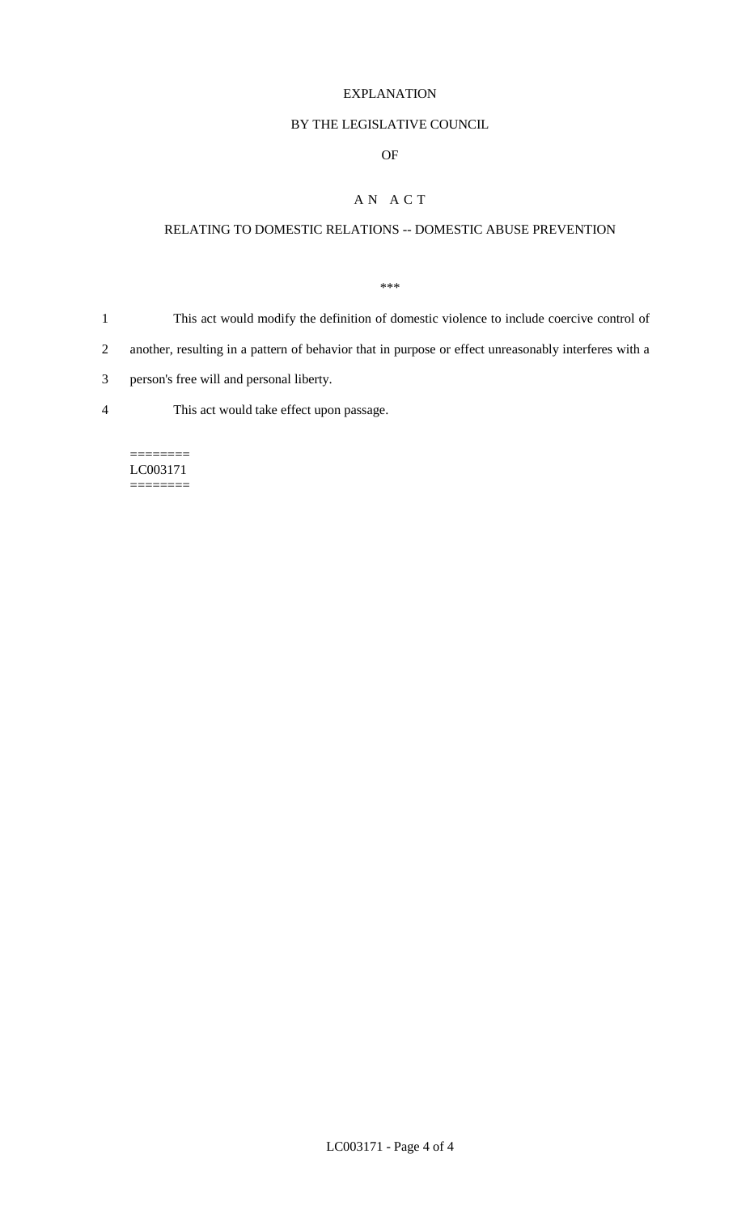EXPLANATION

BY THE LEGISLATIVE COUNCIL

OF

A N A C T

RELATING TO DOMESTIC RELATIONS -- DOMESTIC ABUSE PREVENTION

\*\*\*

This act would modify the definition of domestic violence to include coercive control of another, resulting in a pattern of behavior that in purpose or effect unreasonably interferes with a person's free will and personal liberty.

This act would take effect upon passage.

========
LC003171
========